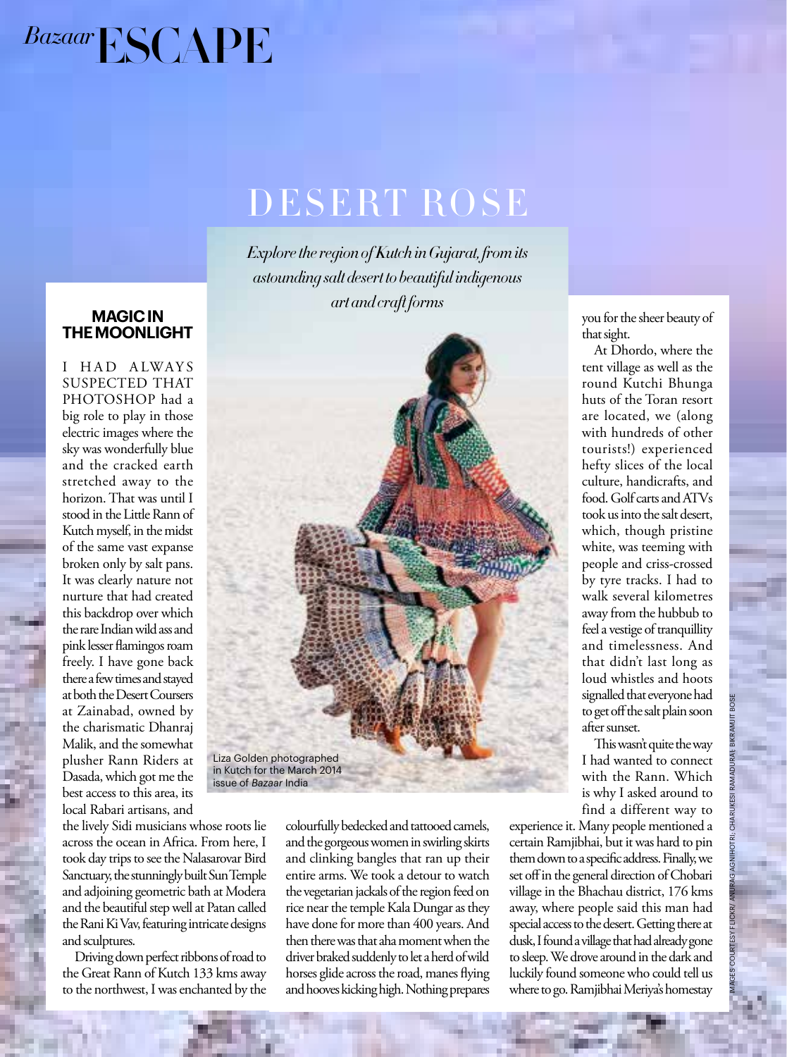*Bazaar* ESCAPE

# DESERT ROSE

*Explore the region of Kutch in Gujarat, from its astounding salt desert to beautiful indigenous art and craft forms*

## MAGIC IN THE MOONLIGHT

I HAD ALWAYS SUSPECTED THAT PHOTOSHOP had a big role to play in those electric images where the sky was wonderfully blue and the cracked earth stretched away to the horizon. That was until I stood in the Little Rann of Kutch myself, in the midst of the same vast expanse broken only by salt pans. It was clearly nature not nurture that had created this backdrop over which the rare Indian wild ass and pink lesser flamingos roam freely. I have gone back there a few times and stayed at both the Desert Coursers at Zainabad, owned by the charismatic Dhanraj Malik, and the somewhat plusher Rann Riders at Dasada, which got me the best access to this area, its local Rabari artisans, and the lively Sidi musicians whose roots lie across the ocean in Africa. From here, I took day trips to see the Nalasarovar Bird Sanctuary, the stunningly built Sun Temple and adjoining geometric bath at Modera and the beautiful step well at Patan called the Rani Ki Vav, featuring intricate designs and sculptures.

Driving down perfect ribbons of road to the Great Rann of Kutch 133 kms away to the northwest, I was enchanted by the colourfully bedecked and tattooed camels, and the gorgeous women in swirling skirts and clinking bangles that ran up their entire arms. We took a detour to watch the vegetarian jackals of the region feed on rice near the temple Kala Dungar as they have done for more than 400 years. And then there was that aha moment when the driver braked suddenly to let a herd of wild horses glide across the road, manes flying and hooves kicking high. Nothing prepares you for the sheer beauty of that sight.

At Dhordo, where the tent village as well as the round Kutchi Bhunga huts of the Toran resort are located, we (along with hundreds of other tourists!) experienced hefty slices of the local culture, handicrafts, and food. Golf carts and ATVs took us into the salt desert, which, though pristine white, was teeming with people and criss-crossed by tyre tracks. I had to walk several kilometres away from the hubbub to feel a vestige of tranquillity and timelessness. And that didn't last long as loud whistles and hoots signalled that everyone had to get off the salt plain soon after sunset.

This wasn't quite the way I had wanted to connect with the Rann. Which is why I asked around to find a different way to experience it. Many people mentioned a certain Ramjibhai, but it was hard to pin them down to a specific address. Finally, we set off in the general direction of Chobari village in the Bhachau district, 176 kms away, where people said this man had special access to the desert. Getting there at dusk, I found a village that had already gone to sleep. We drove around in the dark and luckily found someone who could tell us where to go. Ramjibhai Meriya's homestay

Liza Golden photographed in Kutch for the March 2014 issue of *Bazaar* India

IMAGES COURTESY FLICKR/ ANURAG AGNIHOTRI; CHARUKESI RAMADURAI; BIKRAMJIT BOSE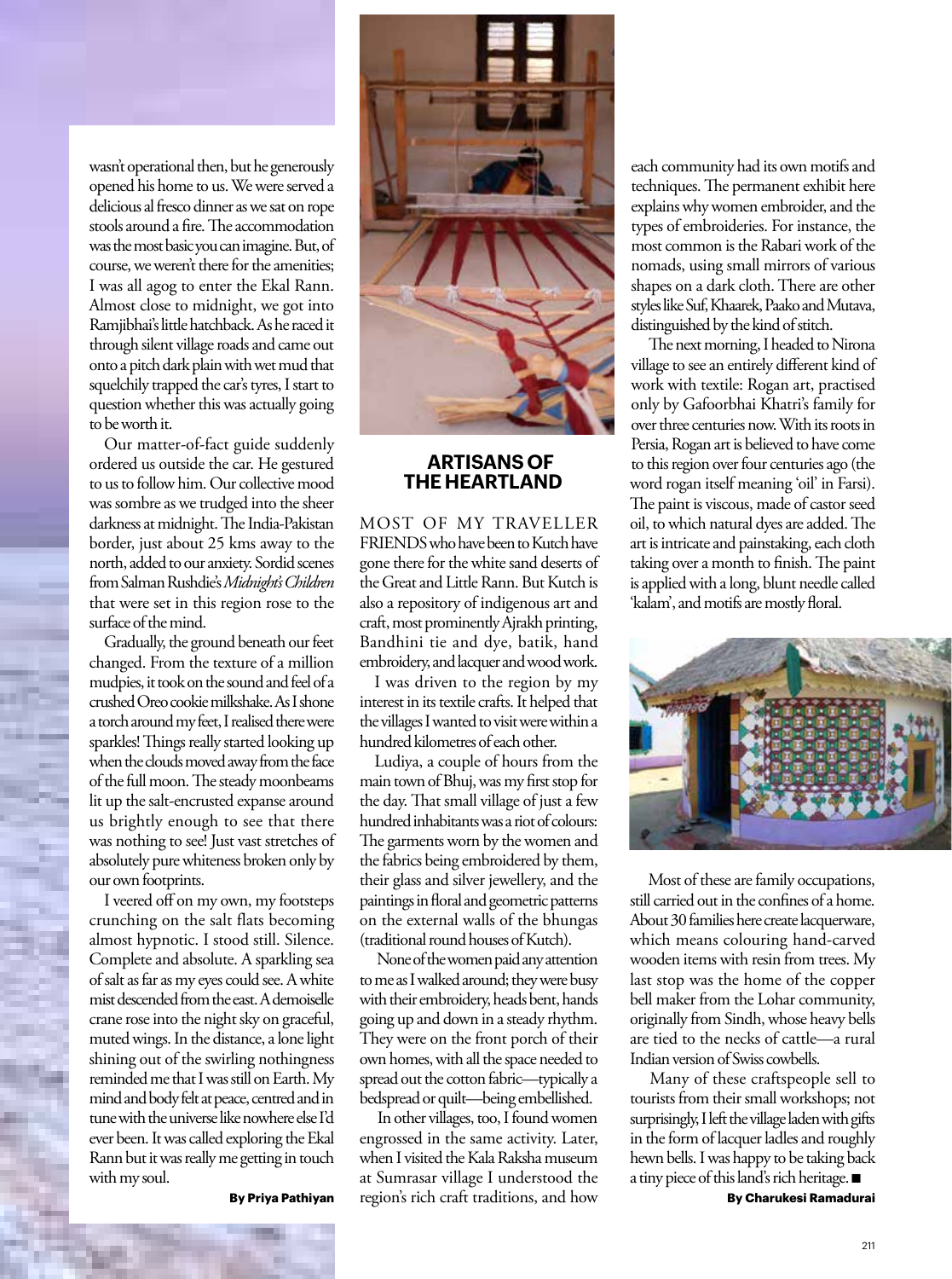wasn't operational then, but he generously opened his home to us. We were served a delicious al fresco dinner as we sat on rope stools around a fire. The accommodation was the most basic you can imagine. But, of course, we weren't there for the amenities; I was all agog to enter the Ekal Rann. Almost close to midnight, we got into Ramjibhai's little hatchback. As he raced it through silent village roads and came out onto a pitch dark plain with wet mud that squelchily trapped the car's tyres, I start to question whether this was actually going to be worth it.

Our matter-of-fact guide suddenly ordered us outside the car. He gestured to us to follow him. Our collective mood was sombre as we trudged into the sheer darkness at midnight. The India-Pakistan border, just about 25 kms away to the north, added to our anxiety. Sordid scenes from Salman Rushdie's *Midnight's Children* that were set in this region rose to the surface of the mind.

Gradually, the ground beneath our feet changed. From the texture of a million mudpies, it took on the sound and feel of a crushed Oreo cookie milkshake. As I shone a torch around my feet, I realised there were sparkles! Things really started looking up when the clouds moved away from the face of the full moon. The steady moonbeams lit up the salt-encrusted expanse around us brightly enough to see that there was nothing to see! Just vast stretches of absolutely pure whiteness broken only by our own footprints.

I veered off on my own, my footsteps crunching on the salt flats becoming almost hypnotic. I stood still. Silence. Complete and absolute. A sparkling sea of salt as far as my eyes could see. A white mist descended from the east. A demoiselle crane rose into the night sky on graceful, muted wings. In the distance, a lone light shining out of the swirling nothingness reminded me that I was still on Earth. My mind and body felt at peace, centred and in tune with the universe like nowhere else I'd ever been. It was called exploring the Ekal Rann but it was really me getting in touch with my soul.

**By Priya Pathiyan**

## ARTISANS OF THE HEARTLAND

MOST OF MY TRAVELLER FRIENDS who have been to Kutch have gone there for the white sand deserts of the Great and Little Rann. But Kutch is also a repository of indigenous art and craft, most prominently Ajrakh printing, Bandhini tie and dye, batik, hand embroidery, and lacquer and wood work.

I was driven to the region by my interest in its textile crafts. It helped that the villages I wanted to visit were within a hundred kilometres of each other.

Ludiya, a couple of hours from the main town of Bhuj, was my first stop for the day. That small village of just a few hundred inhabitants was a riot of colours: The garments worn by the women and the fabrics being embroidered by them, their glass and silver jewellery, and the paintings in floral and geometric patterns on the external walls of the bhungas (traditional round houses of Kutch).

None of the women paid any attention to me as I walked around; they were busy with their embroidery, heads bent, hands going up and down in a steady rhythm. They were on the front porch of their own homes, with all the space needed to spread out the cotton fabric—typically a bedspread or quilt—being embellished.

In other villages, too, I found women engrossed in the same activity. Later, when I visited the Kala Raksha museum at Sumrasar village I understood the region's rich craft traditions, and how each community had its own motifs and techniques. The permanent exhibit here explains why women embroider, and the types of embroideries. For instance, the most common is the Rabari work of the nomads, using small mirrors of various shapes on a dark cloth. There are other styles like Suf, Khaarek, Paako and Mutava, distinguished by the kind of stitch.

The next morning, I headed to Nirona village to see an entirely different kind of work with textile: Rogan art, practised only by Gafoorbhai Khatri's family for over three centuries now. With its roots in Persia, Rogan art is believed to have come to this region over four centuries ago (the word rogan itself meaning 'oil' in Farsi). The paint is viscous, made of castor seed oil, to which natural dyes are added. The art is intricate and painstaking, each cloth taking over a month to finish. The paint is applied with a long, blunt needle called 'kalam', and motifs are mostly floral.

Most of these are family occupations, still carried out in the confines of a home. About 30 families here create lacquerware, which means colouring hand-carved wooden items with resin from trees. My last stop was the home of the copper bell maker from the Lohar community, originally from Sindh, whose heavy bells are tied to the necks of cattle—a rural Indian version of Swiss cowbells.

Many of these craftspeople sell to tourists from their small workshops; not surprisingly, I left the village laden with gifts in the form of lacquer ladles and roughly hewn bells. I was happy to be taking back a tiny piece of this land's rich heritage. ■

**By Charukesi Ramadurai**